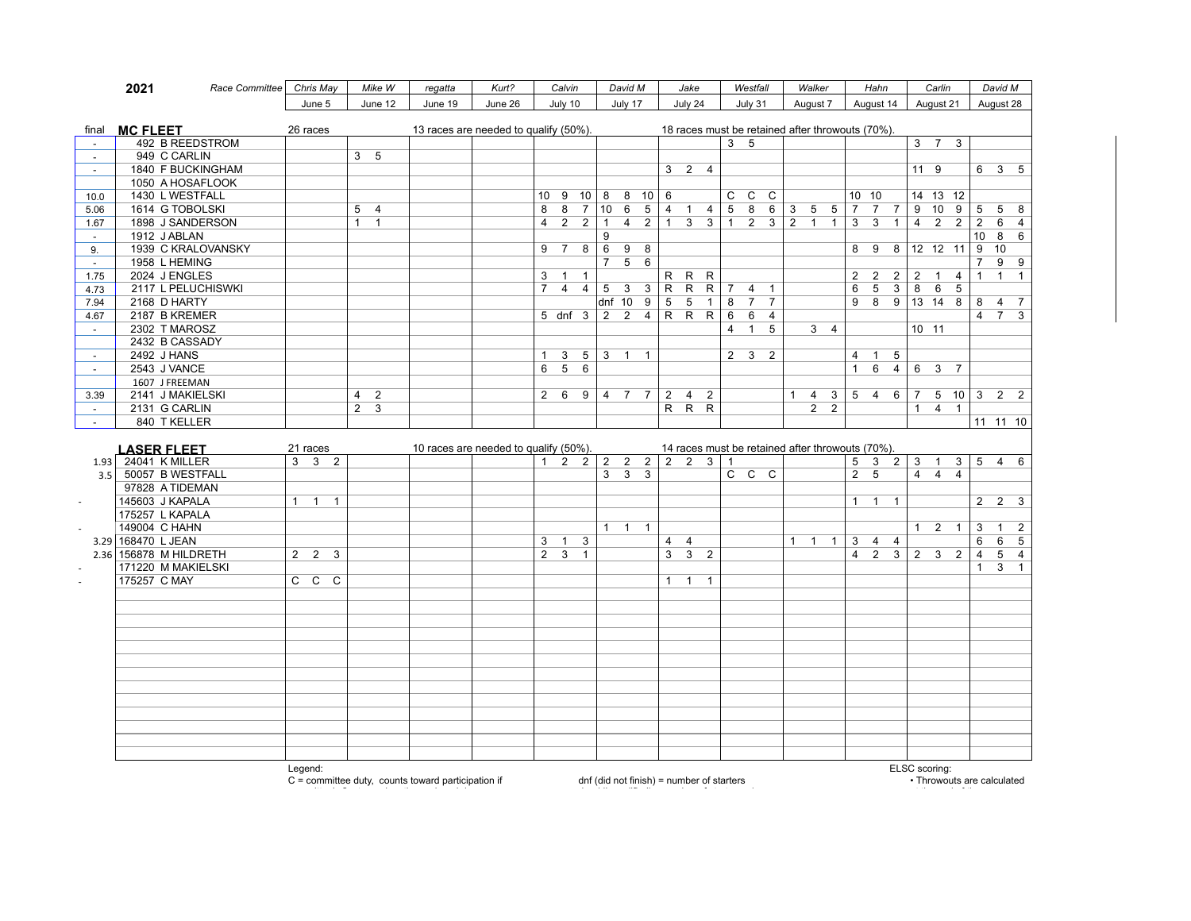| final | 2021 | Race Committee: Chris May | Mike W | regatta | Kurt? | Calvin | David M | Jake | Westfall | Walker | Hahn | Carlin | David M |
|---|---|---|---|---|---|---|---|---|---|---|---|---|---|
| | | June 5 | June 12 | June 19 | June 26 | July 10 | July 17 | July 24 | July 31 | August 7 | August 14 | August 21 | August 28 |
| final | **MC FLEET** | 26 races | | 13 races are needed to qualify (50%). | | | | 18 races must be retained after throwouts (70%). | | | | | |
| - | 492 B REEDSTROM | | | | | | | | 3 5 | | | 3 7 3 | |
| - | 949 C CARLIN | | 3 5 | | | | | | | | | | |
| - | 1840 F BUCKINGHAM | | | | | | | 3 2 4 | | | | 11 9 | 6 3 5 |
| | 1050 A HOSAFLOOK | | | | | | | | | | | | |
| 10.0 | 1430 L WESTFALL | | | | | 10 9 10 | 8 8 10 | 6 | C C C | | 10 10 | 14 13 12 | |
| 5.06 | 1614 G TOBOLSKI | | 5 4 | | | 8 8 7 | 10 6 5 | 4 1 4 | 5 8 6 | 3 5 5 | 7 7 7 | 9 10 9 | 5 5 8 |
| 1.67 | 1898 J SANDERSON | | 1 1 | | | 4 2 2 | 1 4 2 | 1 3 3 | 1 2 3 | 2 1 1 | 3 3 1 | 4 2 2 | 2 6 4 |
| - | 1912 J ABLAN | | | | | | 9 | | | | | | 10 8 6 |
| 9. | 1939 C KRALOVANSKY | | | | | 9 7 8 | 6 9 8 | | | | 8 9 8 | 12 12 11 | 9 10 |
| - | 1958 L HEMING | | | | | | 7 5 6 | | | | | | 7 9 9 |
| 1.75 | 2024 J ENGLES | | | | | 3 1 1 | | R R R | | | 2 2 2 | 2 1 4 | 1 1 1 |
| 4.73 | 2117 L PELUCHISWKI | | | | | 7 4 4 | 5 3 3 | R R R | 7 4 1 | | 6 5 3 | 8 6 5 | |
| 7.94 | 2168 D HARTY | | | | | | dnf 10 9 | 5 5 1 | 8 7 7 | | 9 8 9 | 13 14 8 | 8 4 7 |
| 4.67 | 2187 B KREMER | | | | | 5 dnf 3 | 2 2 4 | R R R | 6 6 4 | | | | 4 7 3 |
| - | 2302 T MAROSZ | | | | | | | | 4 1 5 | 3 4 | | 10 11 | |
| | 2432 B CASSADY | | | | | | | | | | | | |
| - | 2492 J HANS | | | | | 1 3 5 | 3 1 1 | | 2 3 2 | | 4 1 5 | | |
| - | 2543 J VANCE | | | | | 6 5 6 | | | | | 1 6 4 | 6 3 7 | |
| | 1607 J FREEMAN | | | | | | | | | | | | |
| 3.39 | 2141 J MAKIELSKI | | 4 2 | | | 2 6 9 | 4 7 7 | 2 4 2 | | 1 4 3 | 5 4 6 | 7 5 10 | 3 2 2 |
| - | 2131 G CARLIN | | 2 3 | | | | | R R R | | 2 2 | | 1 4 1 | |
| - | 840 T KELLER | | | | | | | | | | | | 11 11 10 |
| | **LASER FLEET** | 21 races | | 10 races are needed to qualify (50%). | | | | 14 races must be retained after throwouts (70%). | | | | | |
| 1.93 | 24041 K MILLER | 3 3 2 | | | | 1 2 2 | 2 2 2 | 2 2 3 | 1 | | 5 3 2 | 3 1 3 | 5 4 6 |
| 3.5 | 50057 B WESTFALL | | | | | | 3 3 3 | | C C C | | 2 5 | 4 4 4 | |
| | 97828 A TIDEMAN | | | | | | | | | | | | |
| - | 145603 J KAPALA | 1 1 1 | | | | | | | | | 1 1 1 | | 2 2 3 |
| | 175257 L KAPALA | | | | | | | | | | | | |
| - | 149004 C HAHN | | | | | | 1 1 1 | | | | | 1 2 1 | 3 1 2 |
| 3.29 | 168470 L JEAN | | | | | 3 1 3 | | 4 4 | | 1 1 1 | 3 4 4 | | 6 6 5 |
| 2.36 | 156878 M HILDRETH | 2 2 3 | | | | 2 3 1 | | 3 3 2 | | | 4 2 3 | 2 3 2 | 4 5 4 |
| - | 171220 M MAKIELSKI | | | | | | | | | | | | 1 3 1 |
| - | 175257 C MAY | C C C | | | | | | 1 1 1 | | | | | |

Legend:

C = committee duty, counts toward participation if

dnf (did not finish) = number of starters

ELSC scoring:

• Throwouts are calculated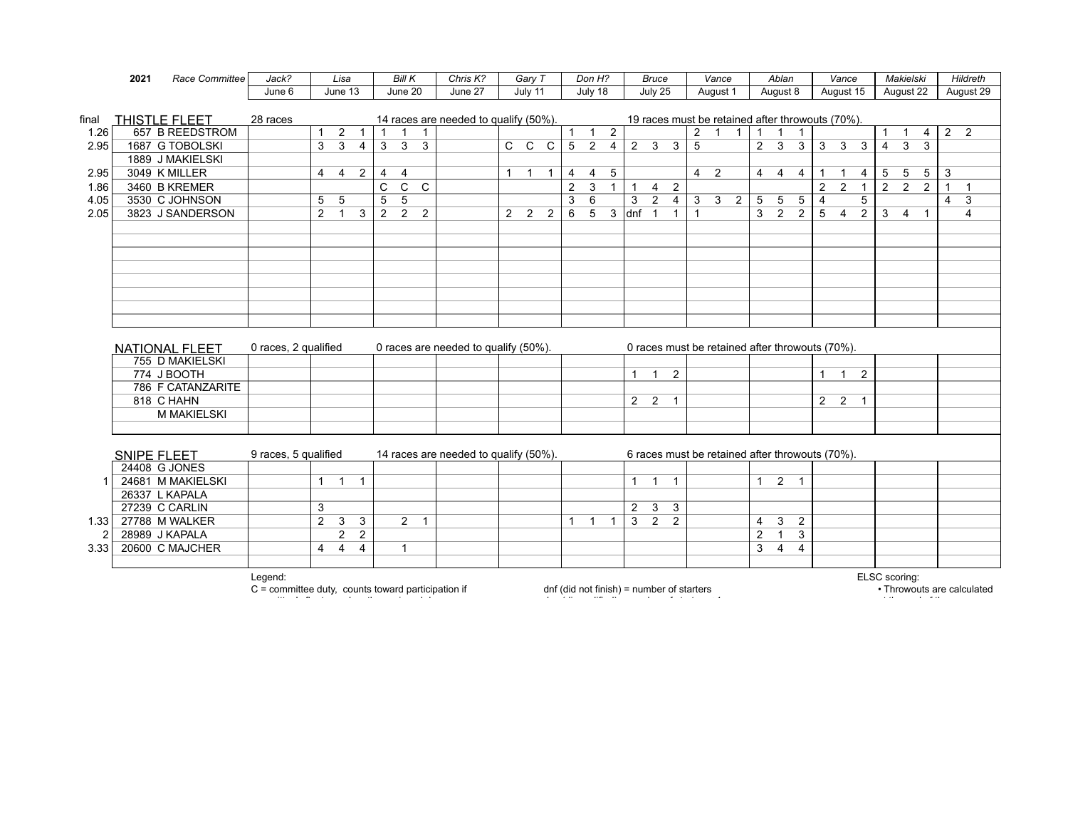| | 2021 | *Race Committee* | *Jack?* | *Lisa* | *Bill K* | *Chris K?* | *Gary T* | *Don H?* | *Bruce* | *Vance* | *Ablan* | *Vance* | *Makielski* | *Hildreth* |
|---|---|---|---|---|---|---|---|---|---|---|---|---|---|---|
| | | | June 6 | June 13 | June 20 | June 27 | July 11 | July 18 | July 25 | August 1 | August 8 | August 15 | August 22 | August 29 |

## THISTLE FLEET

28 races — 14 races are needed to qualify (50%). — 19 races must be retained after throwouts (70%).

| final | Boat | Skipper | June 6 | June 13 | June 20 | June 27 | July 11 | July 18 | July 25 | August 1 | August 8 | August 15 | August 22 | August 29 |
|---|---|---|---|---|---|---|---|---|---|---|---|---|---|---|
| 1.26 | 657 | B REEDSTROM | | 1 2 1 | 1 1 1 | | | 1 1 2 | | 2 1 1 | 1 1 1 | | 1 1 4 | 2 2 |
| 2.95 | 1687 | G TOBOLSKI | | 3 3 4 | 3 3 3 | | C C C | 5 2 4 | 2 3 3 | 5 | 2 3 3 | 3 3 3 | 4 3 3 | |
| | 1889 | J MAKIELSKI | | | | | | | | | | | | |
| 2.95 | 3049 | K MILLER | | 4 4 2 | 4 4 | | 1 1 1 | 4 4 5 | | 4 2 | 4 4 4 | 1 1 4 | 5 5 5 | 3 |
| 1.86 | 3460 | B KREMER | | | C C C | | | 2 3 1 | 1 4 2 | | | 2 2 1 | 2 2 2 | 1 1 |
| 4.05 | 3530 | C JOHNSON | | 5 5 | 5 5 | | | 3 6 | 3 2 4 | 3 3 2 | 5 5 5 | 4 5 | | 4 3 |
| 2.05 | 3823 | J SANDERSON | | 2 1 3 | 2 2 2 | | 2 2 2 | 6 5 3 | dnf 1 1 | 1 | 3 2 2 | 5 4 2 | 3 4 1 | 4 |

## NATIONAL FLEET

0 races, 2 qualified — 0 races are needed to qualify (50%). — 0 races must be retained after throwouts (70%).

| final | Boat | Skipper | June 6 | June 13 | June 20 | June 27 | July 11 | July 18 | July 25 | August 1 | August 8 | August 15 | August 22 | August 29 |
|---|---|---|---|---|---|---|---|---|---|---|---|---|---|---|
| | 755 | D MAKIELSKI | | | | | | | | | | | | |
| | 774 | J BOOTH | | | | | | | 1 1 2 | | | 1 1 2 | | |
| | 786 | F CATANZARITE | | | | | | | | | | | | |
| | 818 | C HAHN | | | | | | | 2 2 1 | | | 2 2 1 | | |
| | | M MAKIELSKI | | | | | | | | | | | | |

## SNIPE FLEET

9 races, 5 qualified — 14 races are needed to qualify (50%). — 6 races must be retained after throwouts (70%).

| final | Boat | Skipper | June 6 | June 13 | June 20 | June 27 | July 11 | July 18 | July 25 | August 1 | August 8 | August 15 | August 22 | August 29 |
|---|---|---|---|---|---|---|---|---|---|---|---|---|---|---|
| | 24408 | G JONES | | | | | | | | | | | | |
| 1 | 24681 | M MAKIELSKI | | 1 1 1 | | | | | 1 1 1 | | 1 2 1 | | | |
| | 26337 | L KAPALA | | | | | | | | | | | | |
| | 27239 | C CARLIN | | 3 | | | | | 2 3 3 | | | | | |
| 1.33 | 27788 | M WALKER | | 2 3 3 | 2 1 | | | 1 1 1 | 3 2 2 | | 4 3 2 | | | |
| 2 | 28989 | J KAPALA | | 2 2 | | | | | | | 2 1 3 | | | |
| 3.33 | 20600 | C MAJCHER | | 4 4 4 | 1 | | | | | | 3 4 4 | | | |

Legend:
C = committee duty, counts toward participation if

dnf (did not finish) = number of starters

ELSC scoring:
• Throwouts are calculated